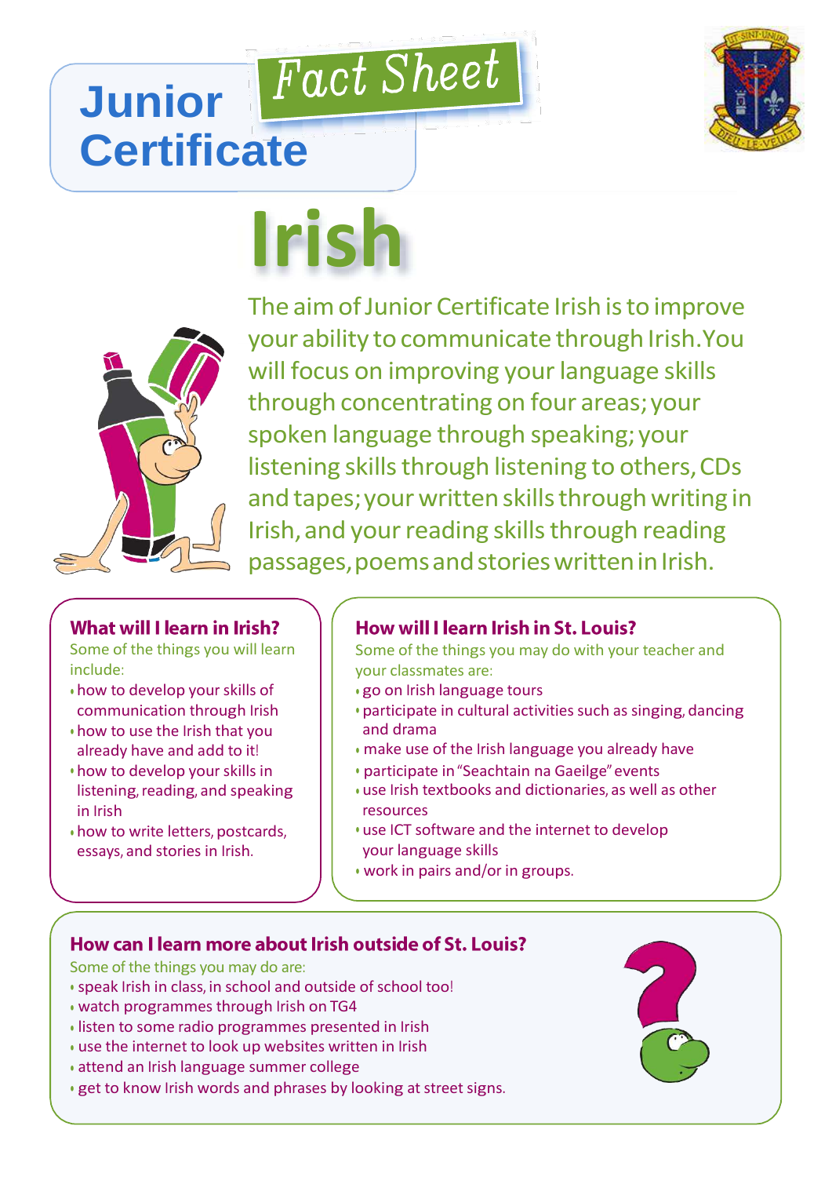# Junior Certificate Fact Sheet

# Irish

The aim of Junior Certificate Irish is to improve your ability to communicate through Irish. You will focus on improving your language skills through concentrating on four areas; your spoken language through speaking; your listening skills through listening to others, CDs and tapes; your written skills through writing in Irish, and your reading skills through reading passages, poems and stories written in Irish.

## What will I learn in Irish?

Some of the things you will learn include:

- how to develop your skills of communication through Irish
- how to use the Irish that you already have and add to it!
- how to develop your skills in listening, reading, and speaking in Irish
- how to write letters, postcards, essays, and stories in Irish.

## How will I learn Irish in St. Louis?

Some of the things you may do with your teacher and your classmates are:

- go on Irish language tours
- participate in cultural activities such as singing, dancing and drama
- make use of the Irish language you already have
- participate in "Seachtain na Gaeilge" events
- use Irish textbooks and dictionaries, as well as other resources
- use ICT software and the internet to develop your language skills
- work in pairs and/or in groups.

## How can I learn more about Irish outside of St. Louis?

Some of the things you may do are:

- speak Irish in class, in school and outside of school too!
- watch programmes through Irish on TG4
- listen to some radio programmes presented in Irish
- use the internet to look up websites written in Irish
- attend an Irish language summer college
- get to know Irish words and phrases by looking at street signs.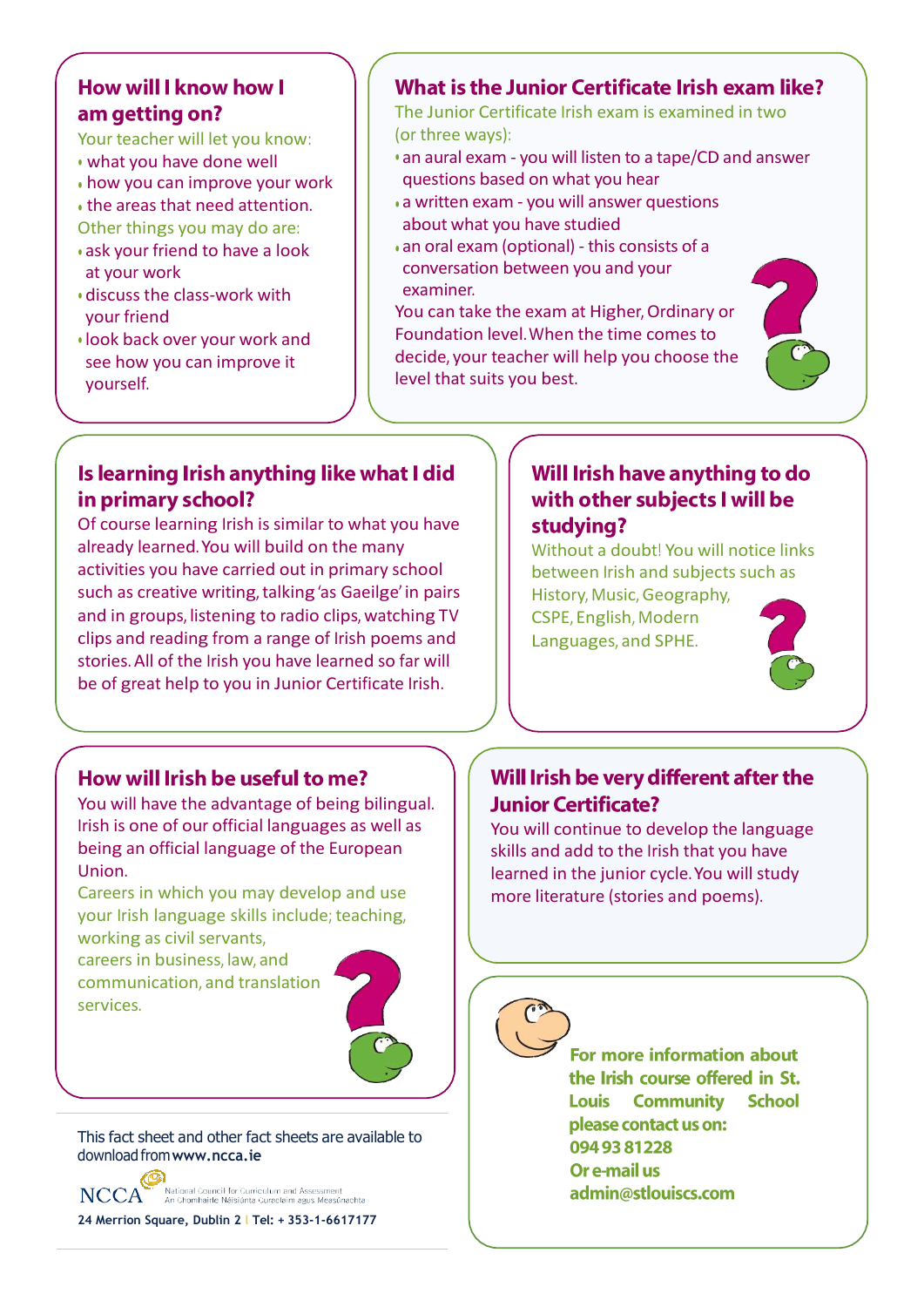## How will I know how I am getting on?

Your teacher will let you know:

- what you have done well
- how you can improve your work
- the areas that need attention.

Other things you may do are:

- ask your friend to have a look at your work
- discuss the class-work with your friend
- look back over your work and see how you can improve it yourself.

## What is the Junior Certificate Irish exam like?

The Junior Certificate Irish exam is examined in two (or three ways):

- an aural exam - you will listen to a tape/CD and answer questions based on what you hear
- a written exam - you will answer questions about what you have studied
- an oral exam (optional) - this consists of a conversation between you and your examiner.

You can take the exam at Higher, Ordinary or Foundation level. When the time comes to decide, your teacher will help you choose the level that suits you best.

## Is learning Irish anything like what I did in primary school?

Of course learning Irish is similar to what you have already learned. You will build on the many activities you have carried out in primary school such as creative writing, talking 'as Gaeilge' in pairs and in groups, listening to radio clips, watching TV clips and reading from a range of Irish poems and stories. All of the Irish you have learned so far will be of great help to you in Junior Certificate Irish.

## Will Irish have anything to do with other subjects I will be studying?

Without a doubt! You will notice links between Irish and subjects such as History, Music, Geography, CSPE, English, Modern Languages, and SPHE.

## How will Irish be useful to me?

You will have the advantage of being bilingual. Irish is one of our official languages as well as being an official language of the European Union.

Careers in which you may develop and use your Irish language skills include; teaching, working as civil servants, careers in business, law, and communication, and translation services.

## Will Irish be very different after the Junior Certificate?

You will continue to develop the language skills and add to the Irish that you have learned in the junior cycle. You will study more literature (stories and poems).

**For more information about the Irish course offered in St. Louis Community School please contact us on: 094 93 81228 Or e-mail us admin@stlouiscs.com**

This fact sheet and other fact sheets are available to download from **www.ncca.ie**

NCCA National Council for Curriculum and Assessment
An Chomhairle Náisiúnta Curaclaim agus Measúnachta

**24 Merrion Square, Dublin 2 | Tel: + 353-1-6617177**